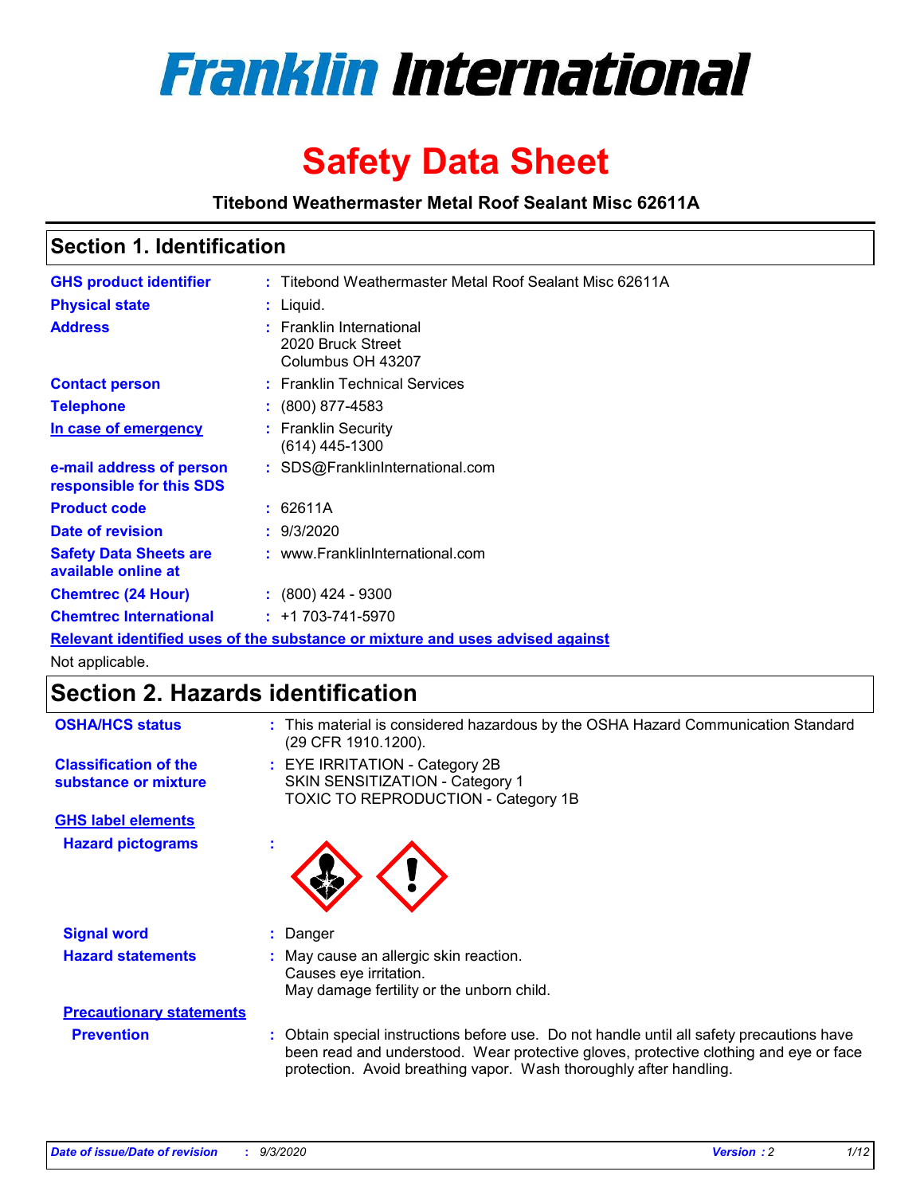# Franklin International

# Safety Data Sheet

**Titebond Weathermaster Metal Roof Sealant Misc 62611A**

## Section 1. Identification

| | | |
|---|---|---|
| **GHS product identifier** | : | Titebond Weathermaster Metal Roof Sealant Misc 62611A |
| **Physical state** | : | Liquid. |
| **Address** | : | Franklin International<br>2020 Bruck Street<br>Columbus OH 43207 |
| **Contact person** | : | Franklin Technical Services |
| **Telephone** | : | (800) 877-4583 |
| **In case of emergency** | : | Franklin Security<br>(614) 445-1300 |
| **e-mail address of person responsible for this SDS** | : | SDS@FranklinInternational.com |
| **Product code** | : | 62611A |
| **Date of revision** | : | 9/3/2020 |
| **Safety Data Sheets are available online at** | : | www.FranklinInternational.com |
| **Chemtrec (24 Hour)** | : | (800) 424 - 9300 |
| **Chemtrec International** | : | +1 703-741-5970 |

**Relevant identified uses of the substance or mixture and uses advised against**

Not applicable.

## Section 2. Hazards identification

| | | |
|---|---|---|
| **OSHA/HCS status** | : | This material is considered hazardous by the OSHA Hazard Communication Standard (29 CFR 1910.1200). |
| **Classification of the substance or mixture** | : | EYE IRRITATION - Category 2B<br>SKIN SENSITIZATION - Category 1<br>TOXIC TO REPRODUCTION - Category 1B |

**GHS label elements**

**Hazard pictograms** :

| | | |
|---|---|---|
| **Signal word** | : | Danger |
| **Hazard statements** | : | May cause an allergic skin reaction.<br>Causes eye irritation.<br>May damage fertility or the unborn child. |

**Precautionary statements**

| | | |
|---|---|---|
| **Prevention** | : | Obtain special instructions before use. Do not handle until all safety precautions have been read and understood. Wear protective gloves, protective clothing and eye or face protection. Avoid breathing vapor. Wash thoroughly after handling. |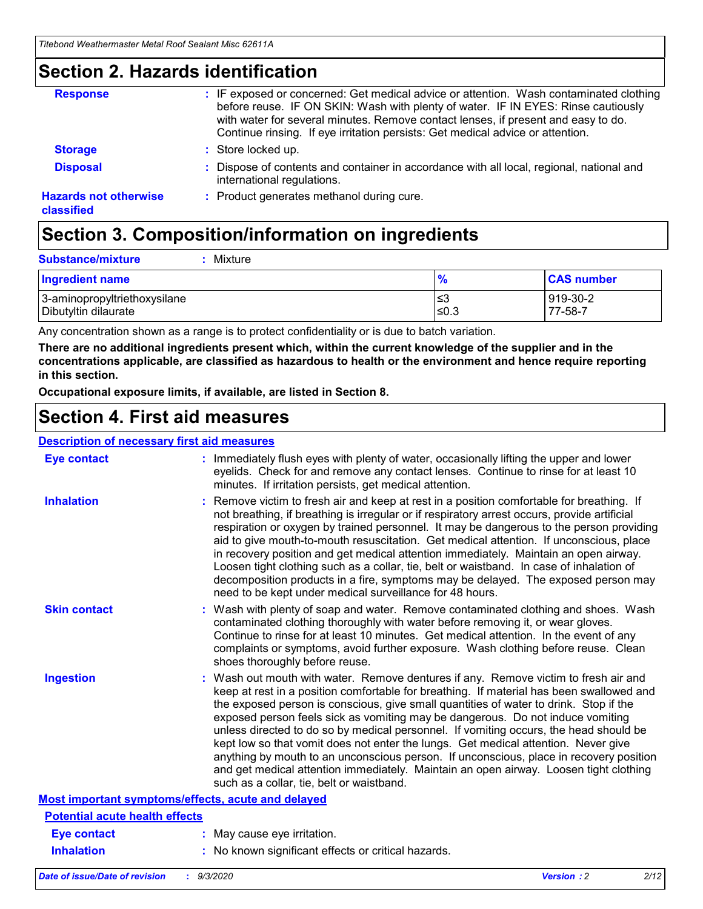## Section 2. Hazards identification

**Response** : IF exposed or concerned: Get medical advice or attention. Wash contaminated clothing before reuse. IF ON SKIN: Wash with plenty of water. IF IN EYES: Rinse cautiously with water for several minutes. Remove contact lenses, if present and easy to do. Continue rinsing. If eye irritation persists: Get medical advice or attention.

**Storage** : Store locked up.

**Disposal** : Dispose of contents and container in accordance with all local, regional, national and international regulations.

**Hazards not otherwise classified** : Product generates methanol during cure.

## Section 3. Composition/information on ingredients

**Substance/mixture** : Mixture

| Ingredient name | % | CAS number |
|---|---|---|
| 3-aminopropyltriethoxysilane | ≤3 | 919-30-2 |
| Dibutyltin dilaurate | ≤0.3 | 77-58-7 |

Any concentration shown as a range is to protect confidentiality or is due to batch variation.

**There are no additional ingredients present which, within the current knowledge of the supplier and in the concentrations applicable, are classified as hazardous to health or the environment and hence require reporting in this section.**

**Occupational exposure limits, if available, are listed in Section 8.**

## Section 4. First aid measures

### Description of necessary first aid measures

**Eye contact** : Immediately flush eyes with plenty of water, occasionally lifting the upper and lower eyelids. Check for and remove any contact lenses. Continue to rinse for at least 10 minutes. If irritation persists, get medical attention.

**Inhalation** : Remove victim to fresh air and keep at rest in a position comfortable for breathing. If not breathing, if breathing is irregular or if respiratory arrest occurs, provide artificial respiration or oxygen by trained personnel. It may be dangerous to the person providing aid to give mouth-to-mouth resuscitation. Get medical attention. If unconscious, place in recovery position and get medical attention immediately. Maintain an open airway. Loosen tight clothing such as a collar, tie, belt or waistband. In case of inhalation of decomposition products in a fire, symptoms may be delayed. The exposed person may need to be kept under medical surveillance for 48 hours.

**Skin contact** : Wash with plenty of soap and water. Remove contaminated clothing and shoes. Wash contaminated clothing thoroughly with water before removing it, or wear gloves. Continue to rinse for at least 10 minutes. Get medical attention. In the event of any complaints or symptoms, avoid further exposure. Wash clothing before reuse. Clean shoes thoroughly before reuse.

**Ingestion** : Wash out mouth with water. Remove dentures if any. Remove victim to fresh air and keep at rest in a position comfortable for breathing. If material has been swallowed and the exposed person is conscious, give small quantities of water to drink. Stop if the exposed person feels sick as vomiting may be dangerous. Do not induce vomiting unless directed to do so by medical personnel. If vomiting occurs, the head should be kept low so that vomit does not enter the lungs. Get medical attention. Never give anything by mouth to an unconscious person. If unconscious, place in recovery position and get medical attention immediately. Maintain an open airway. Loosen tight clothing such as a collar, tie, belt or waistband.

### Most important symptoms/effects, acute and delayed

#### Potential acute health effects

**Eye contact** : May cause eye irritation.

**Inhalation** : No known significant effects or critical hazards.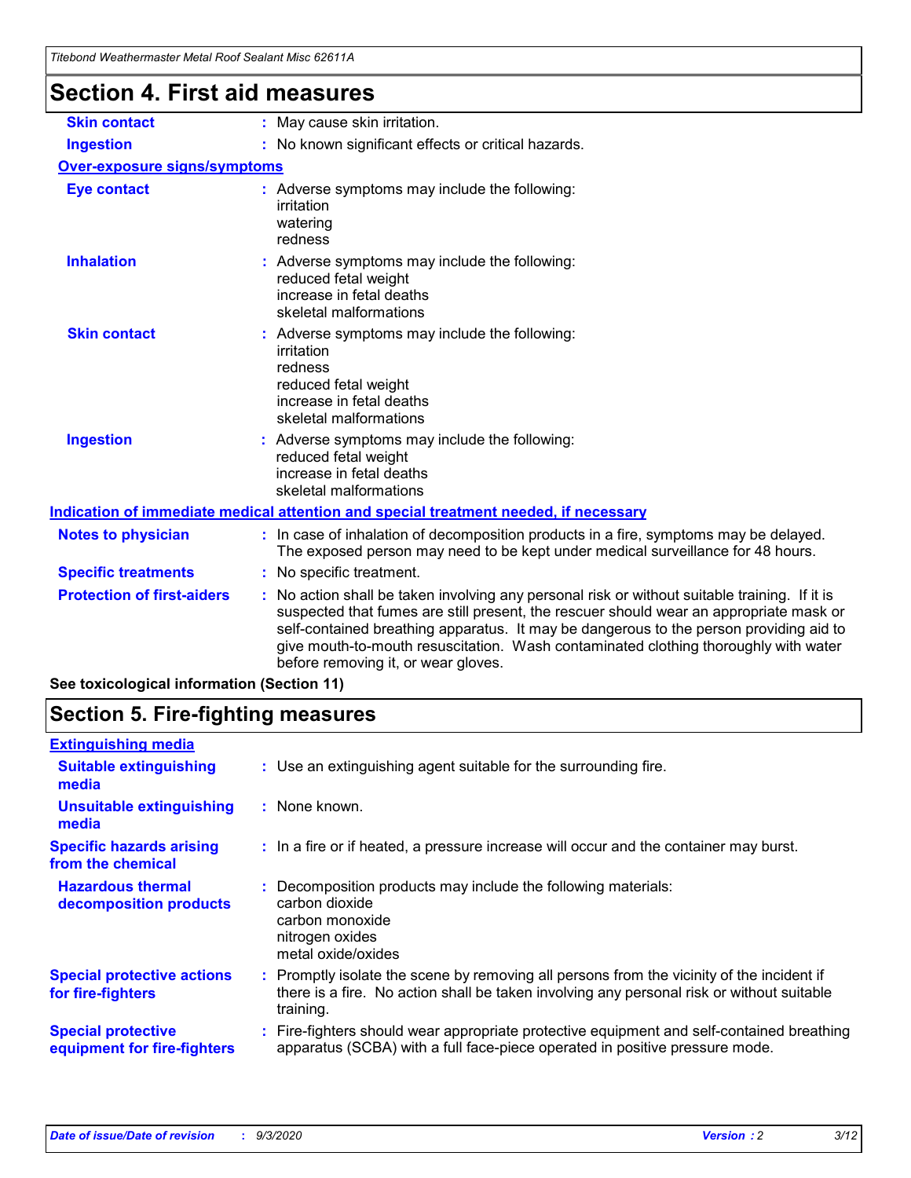## Section 4. First aid measures

| | |
|---|---|
| **Skin contact** | May cause skin irritation. |
| **Ingestion** | No known significant effects or critical hazards. |

**Over-exposure signs/symptoms**

| | |
|---|---|
| **Eye contact** | Adverse symptoms may include the following:<br>irritation<br>watering<br>redness |
| **Inhalation** | Adverse symptoms may include the following:<br>reduced fetal weight<br>increase in fetal deaths<br>skeletal malformations |
| **Skin contact** | Adverse symptoms may include the following:<br>irritation<br>redness<br>reduced fetal weight<br>increase in fetal deaths<br>skeletal malformations |
| **Ingestion** | Adverse symptoms may include the following:<br>reduced fetal weight<br>increase in fetal deaths<br>skeletal malformations |

**Indication of immediate medical attention and special treatment needed, if necessary**

| | |
|---|---|
| **Notes to physician** | In case of inhalation of decomposition products in a fire, symptoms may be delayed. The exposed person may need to be kept under medical surveillance for 48 hours. |
| **Specific treatments** | No specific treatment. |
| **Protection of first-aiders** | No action shall be taken involving any personal risk or without suitable training. If it is suspected that fumes are still present, the rescuer should wear an appropriate mask or self-contained breathing apparatus. It may be dangerous to the person providing aid to give mouth-to-mouth resuscitation. Wash contaminated clothing thoroughly with water before removing it, or wear gloves. |

**See toxicological information (Section 11)**

## Section 5. Fire-fighting measures

**Extinguishing media**

| | |
|---|---|
| **Suitable extinguishing media** | Use an extinguishing agent suitable for the surrounding fire. |
| **Unsuitable extinguishing media** | None known. |
| **Specific hazards arising from the chemical** | In a fire or if heated, a pressure increase will occur and the container may burst. |
| **Hazardous thermal decomposition products** | Decomposition products may include the following materials:<br>carbon dioxide<br>carbon monoxide<br>nitrogen oxides<br>metal oxide/oxides |
| **Special protective actions for fire-fighters** | Promptly isolate the scene by removing all persons from the vicinity of the incident if there is a fire. No action shall be taken involving any personal risk or without suitable training. |
| **Special protective equipment for fire-fighters** | Fire-fighters should wear appropriate protective equipment and self-contained breathing apparatus (SCBA) with a full face-piece operated in positive pressure mode. |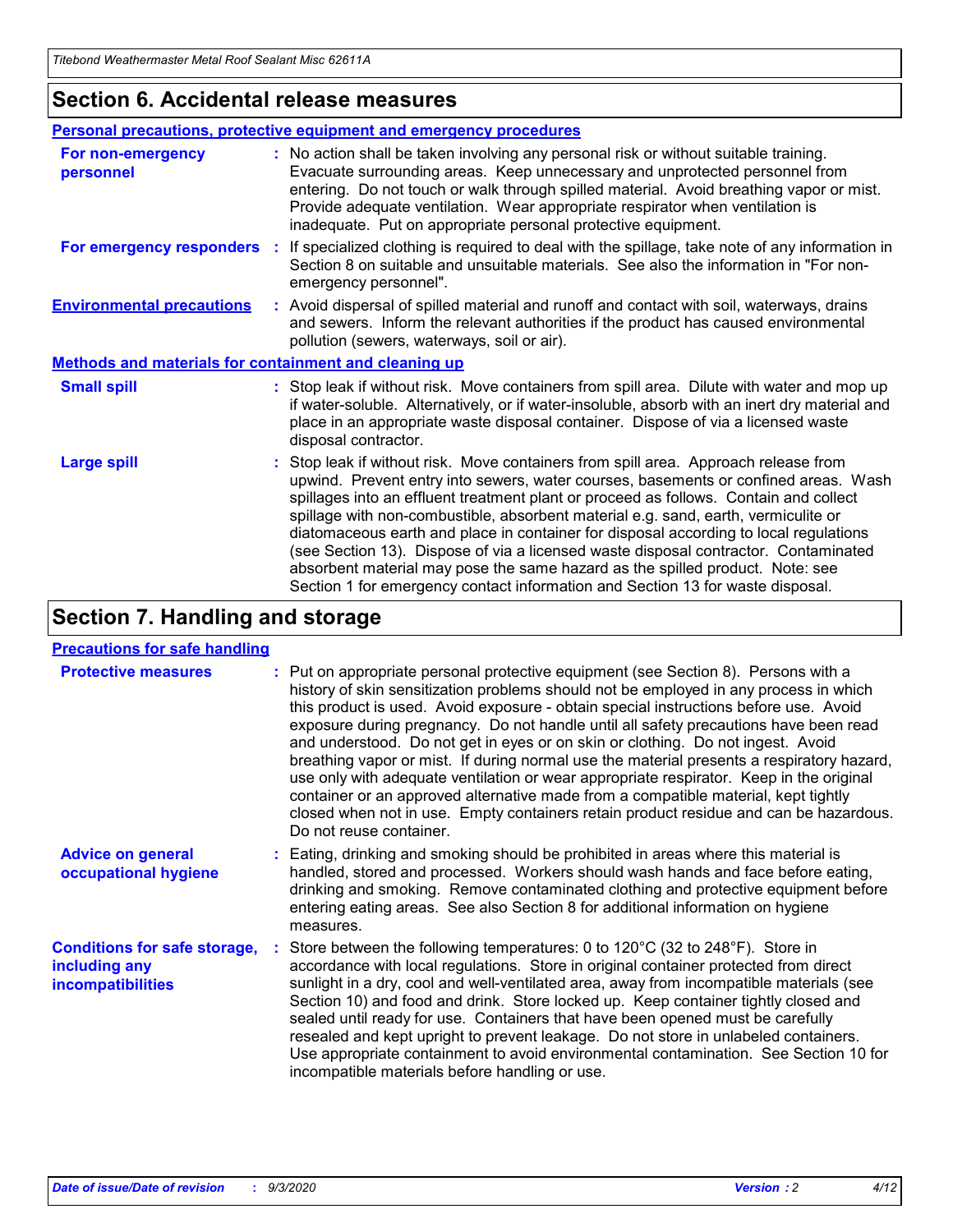## Section 6. Accidental release measures

### Personal precautions, protective equipment and emergency procedures

**For non-emergency personnel** : No action shall be taken involving any personal risk or without suitable training. Evacuate surrounding areas. Keep unnecessary and unprotected personnel from entering. Do not touch or walk through spilled material. Avoid breathing vapor or mist. Provide adequate ventilation. Wear appropriate respirator when ventilation is inadequate. Put on appropriate personal protective equipment.

**For emergency responders** : If specialized clothing is required to deal with the spillage, take note of any information in Section 8 on suitable and unsuitable materials. See also the information in "For non-emergency personnel".

**Environmental precautions** : Avoid dispersal of spilled material and runoff and contact with soil, waterways, drains and sewers. Inform the relevant authorities if the product has caused environmental pollution (sewers, waterways, soil or air).

### Methods and materials for containment and cleaning up

**Small spill** : Stop leak if without risk. Move containers from spill area. Dilute with water and mop up if water-soluble. Alternatively, or if water-insoluble, absorb with an inert dry material and place in an appropriate waste disposal container. Dispose of via a licensed waste disposal contractor.

**Large spill** : Stop leak if without risk. Move containers from spill area. Approach release from upwind. Prevent entry into sewers, water courses, basements or confined areas. Wash spillages into an effluent treatment plant or proceed as follows. Contain and collect spillage with non-combustible, absorbent material e.g. sand, earth, vermiculite or diatomaceous earth and place in container for disposal according to local regulations (see Section 13). Dispose of via a licensed waste disposal contractor. Contaminated absorbent material may pose the same hazard as the spilled product. Note: see Section 1 for emergency contact information and Section 13 for waste disposal.

## Section 7. Handling and storage

### Precautions for safe handling

**Protective measures** : Put on appropriate personal protective equipment (see Section 8). Persons with a history of skin sensitization problems should not be employed in any process in which this product is used. Avoid exposure - obtain special instructions before use. Avoid exposure during pregnancy. Do not handle until all safety precautions have been read and understood. Do not get in eyes or on skin or clothing. Do not ingest. Avoid breathing vapor or mist. If during normal use the material presents a respiratory hazard, use only with adequate ventilation or wear appropriate respirator. Keep in the original container or an approved alternative made from a compatible material, kept tightly closed when not in use. Empty containers retain product residue and can be hazardous. Do not reuse container.

**Advice on general occupational hygiene** : Eating, drinking and smoking should be prohibited in areas where this material is handled, stored and processed. Workers should wash hands and face before eating, drinking and smoking. Remove contaminated clothing and protective equipment before entering eating areas. See also Section 8 for additional information on hygiene measures.

**Conditions for safe storage, including any incompatibilities** : Store between the following temperatures: 0 to 120°C (32 to 248°F). Store in accordance with local regulations. Store in original container protected from direct sunlight in a dry, cool and well-ventilated area, away from incompatible materials (see Section 10) and food and drink. Store locked up. Keep container tightly closed and sealed until ready for use. Containers that have been opened must be carefully resealed and kept upright to prevent leakage. Do not store in unlabeled containers. Use appropriate containment to avoid environmental contamination. See Section 10 for incompatible materials before handling or use.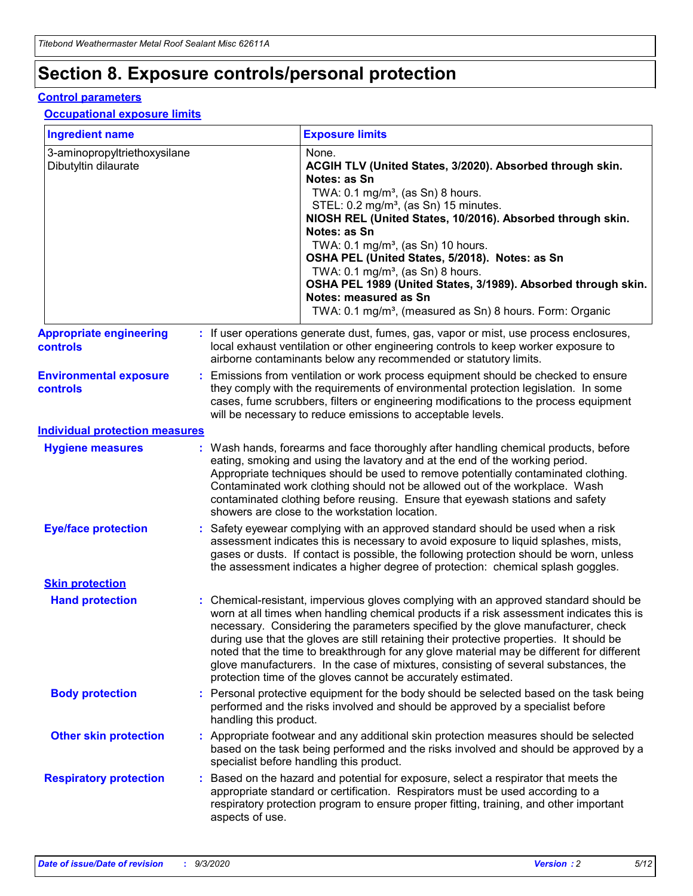# Section 8. Exposure controls/personal protection

## Control parameters

### Occupational exposure limits

| Ingredient name | Exposure limits |
| --- | --- |
| 3-aminopropyltriethoxysilane | None. |
| Dibutyltin dilaurate | **ACGIH TLV (United States, 3/2020). Absorbed through skin. Notes: as Sn**<br>TWA: 0.1 mg/m³, (as Sn) 8 hours.<br>STEL: 0.2 mg/m³, (as Sn) 15 minutes.<br>**NIOSH REL (United States, 10/2016). Absorbed through skin. Notes: as Sn**<br>TWA: 0.1 mg/m³, (as Sn) 10 hours.<br>**OSHA PEL (United States, 5/2018). Notes: as Sn**<br>TWA: 0.1 mg/m³, (as Sn) 8 hours.<br>**OSHA PEL 1989 (United States, 3/1989). Absorbed through skin. Notes: measured as Sn**<br>TWA: 0.1 mg/m³, (measured as Sn) 8 hours. Form: Organic |

**Appropriate engineering controls** : If user operations generate dust, fumes, gas, vapor or mist, use process enclosures, local exhaust ventilation or other engineering controls to keep worker exposure to airborne contaminants below any recommended or statutory limits.

**Environmental exposure controls** : Emissions from ventilation or work process equipment should be checked to ensure they comply with the requirements of environmental protection legislation. In some cases, fume scrubbers, filters or engineering modifications to the process equipment will be necessary to reduce emissions to acceptable levels.

## Individual protection measures

**Hygiene measures** : Wash hands, forearms and face thoroughly after handling chemical products, before eating, smoking and using the lavatory and at the end of the working period. Appropriate techniques should be used to remove potentially contaminated clothing. Contaminated work clothing should not be allowed out of the workplace. Wash contaminated clothing before reusing. Ensure that eyewash stations and safety showers are close to the workstation location.

**Eye/face protection** : Safety eyewear complying with an approved standard should be used when a risk assessment indicates this is necessary to avoid exposure to liquid splashes, mists, gases or dusts. If contact is possible, the following protection should be worn, unless the assessment indicates a higher degree of protection: chemical splash goggles.

### Skin protection

**Hand protection** : Chemical-resistant, impervious gloves complying with an approved standard should be worn at all times when handling chemical products if a risk assessment indicates this is necessary. Considering the parameters specified by the glove manufacturer, check during use that the gloves are still retaining their protective properties. It should be noted that the time to breakthrough for any glove material may be different for different glove manufacturers. In the case of mixtures, consisting of several substances, the protection time of the gloves cannot be accurately estimated.

**Body protection** : Personal protective equipment for the body should be selected based on the task being performed and the risks involved and should be approved by a specialist before handling this product.

**Other skin protection** : Appropriate footwear and any additional skin protection measures should be selected based on the task being performed and the risks involved and should be approved by a specialist before handling this product.

**Respiratory protection** : Based on the hazard and potential for exposure, select a respirator that meets the appropriate standard or certification. Respirators must be used according to a respiratory protection program to ensure proper fitting, training, and other important aspects of use.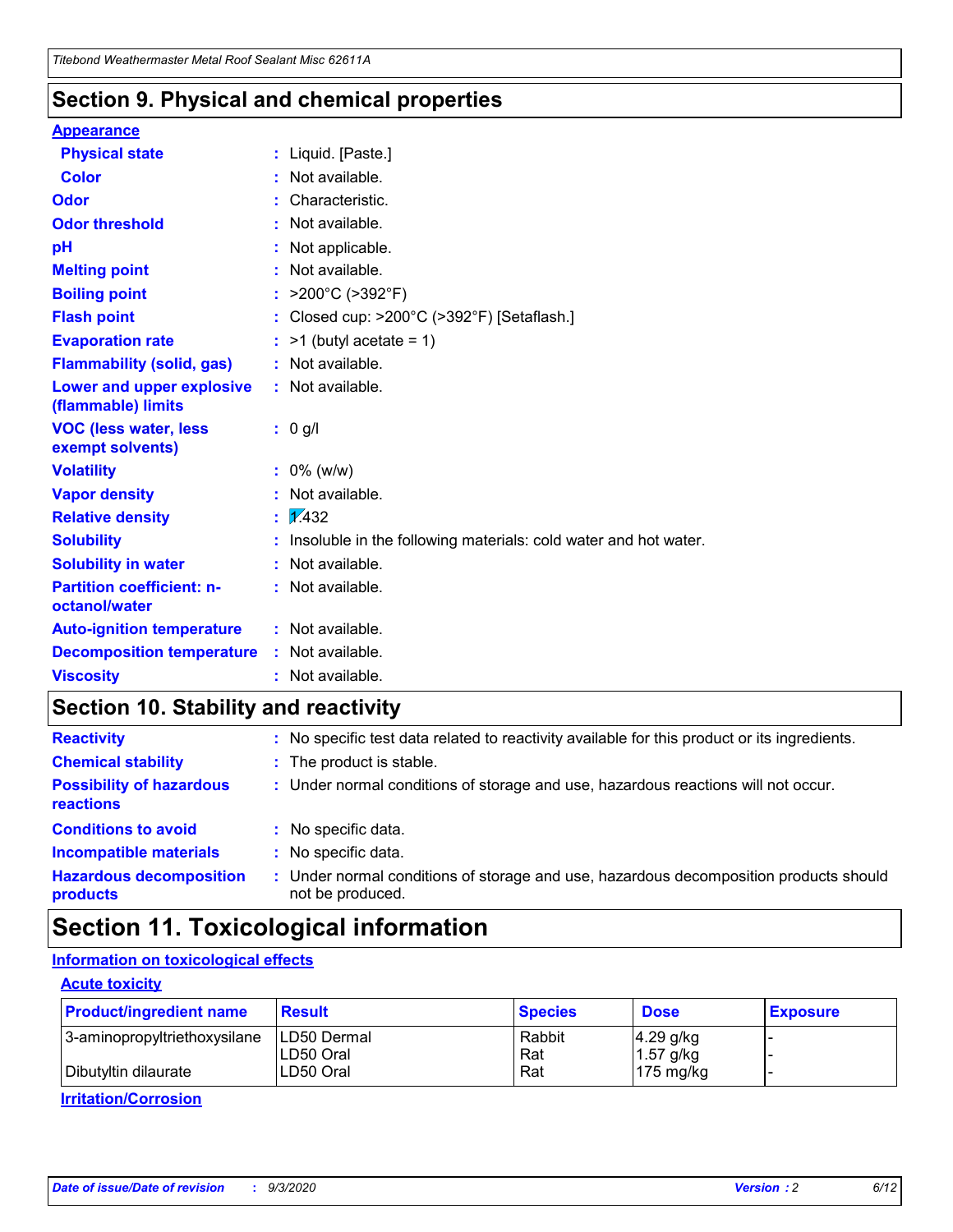## Section 9. Physical and chemical properties

**Appearance**

| | |
|---|---|
| **Physical state** | : Liquid. [Paste.] |
| **Color** | : Not available. |
| **Odor** | : Characteristic. |
| **Odor threshold** | : Not available. |
| **pH** | : Not applicable. |
| **Melting point** | : Not available. |
| **Boiling point** | : >200°C (>392°F) |
| **Flash point** | : Closed cup: >200°C (>392°F) [Setaflash.] |
| **Evaporation rate** | : >1 (butyl acetate = 1) |
| **Flammability (solid, gas)** | : Not available. |
| **Lower and upper explosive (flammable) limits** | : Not available. |
| **VOC (less water, less exempt solvents)** | : 0 g/l |
| **Volatility** | : 0% (w/w) |
| **Vapor density** | : Not available. |
| **Relative density** | : 1.432 |
| **Solubility** | : Insoluble in the following materials: cold water and hot water. |
| **Solubility in water** | : Not available. |
| **Partition coefficient: n-octanol/water** | : Not available. |
| **Auto-ignition temperature** | : Not available. |
| **Decomposition temperature** | : Not available. |
| **Viscosity** | : Not available. |

## Section 10. Stability and reactivity

| | |
|---|---|
| **Reactivity** | : No specific test data related to reactivity available for this product or its ingredients. |
| **Chemical stability** | : The product is stable. |
| **Possibility of hazardous reactions** | : Under normal conditions of storage and use, hazardous reactions will not occur. |
| **Conditions to avoid** | : No specific data. |
| **Incompatible materials** | : No specific data. |
| **Hazardous decomposition products** | : Under normal conditions of storage and use, hazardous decomposition products should not be produced. |

## Section 11. Toxicological information

**Information on toxicological effects**

**Acute toxicity**

| Product/ingredient name | Result | Species | Dose | Exposure |
|---|---|---|---|---|
| 3-aminopropyltriethoxysilane | LD50 Dermal | Rabbit | 4.29 g/kg | - |
| | LD50 Oral | Rat | 1.57 g/kg | - |
| Dibutyltin dilaurate | LD50 Oral | Rat | 175 mg/kg | - |

**Irritation/Corrosion**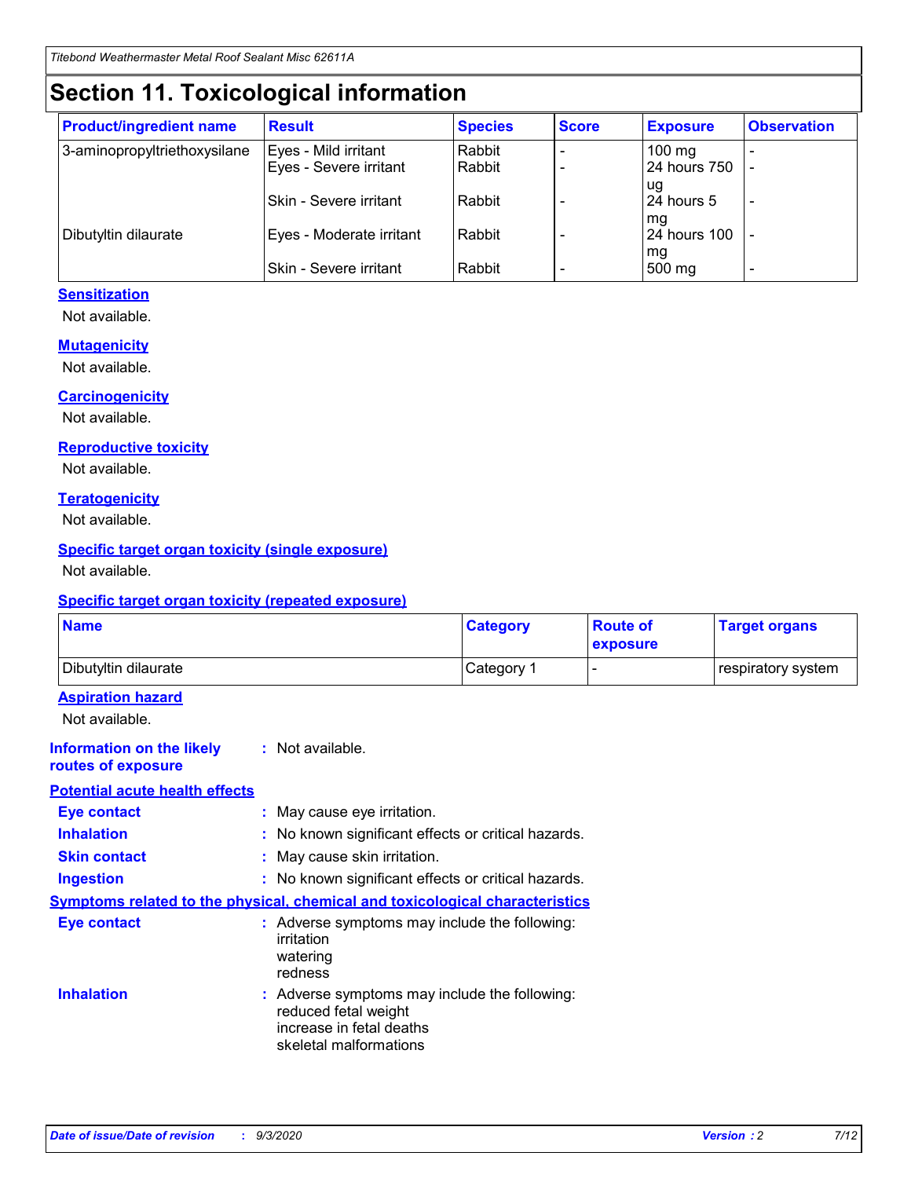# Section 11. Toxicological information

| Product/ingredient name | Result | Species | Score | Exposure | Observation |
|---|---|---|---|---|---|
| 3-aminopropyltriethoxysilane | Eyes - Mild irritant | Rabbit | - | 100 mg | - |
| | Eyes - Severe irritant | Rabbit | - | 24 hours 750 ug | - |
| | Skin - Severe irritant | Rabbit | - | 24 hours 5 mg | - |
| Dibutyltin dilaurate | Eyes - Moderate irritant | Rabbit | - | 24 hours 100 mg | - |
| | Skin - Severe irritant | Rabbit | - | 500 mg | - |

**Sensitization**

Not available.

**Mutagenicity**

Not available.

**Carcinogenicity**

Not available.

**Reproductive toxicity**

Not available.

**Teratogenicity**

Not available.

**Specific target organ toxicity (single exposure)**

Not available.

**Specific target organ toxicity (repeated exposure)**

| Name | Category | Route of exposure | Target organs |
|---|---|---|---|
| Dibutyltin dilaurate | Category 1 | - | respiratory system |

**Aspiration hazard**

Not available.

**Information on the likely routes of exposure** : Not available.

**Potential acute health effects**

**Eye contact** : May cause eye irritation.

**Inhalation** : No known significant effects or critical hazards.

**Skin contact** : May cause skin irritation.

**Ingestion** : No known significant effects or critical hazards.

**Symptoms related to the physical, chemical and toxicological characteristics**

**Eye contact** : Adverse symptoms may include the following:
irritation
watering
redness

**Inhalation** : Adverse symptoms may include the following:
reduced fetal weight
increase in fetal deaths
skeletal malformations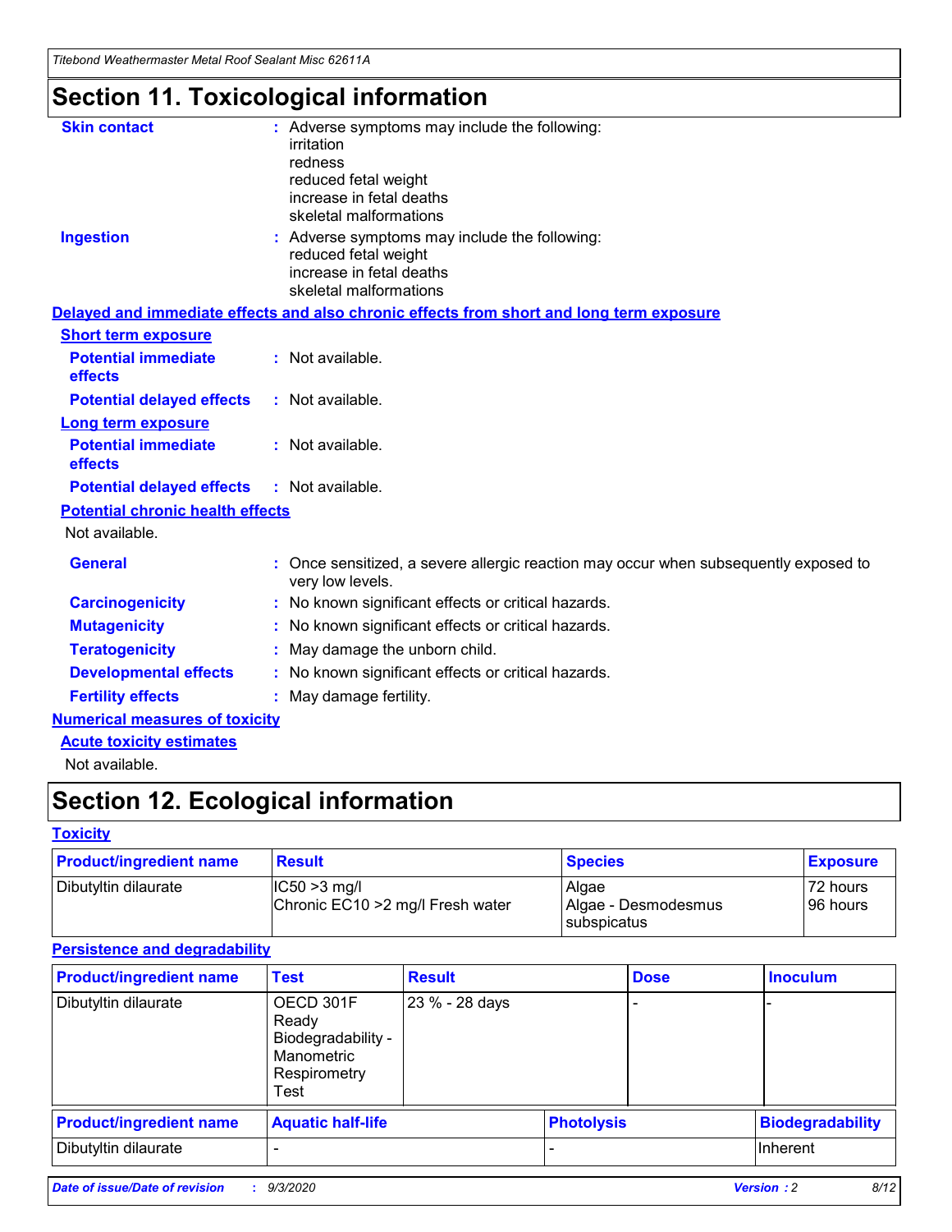# Section 11. Toxicological information

**Skin contact** : Adverse symptoms may include the following:
irritation
redness
reduced fetal weight
increase in fetal deaths
skeletal malformations

**Ingestion** : Adverse symptoms may include the following:
reduced fetal weight
increase in fetal deaths
skeletal malformations

**Delayed and immediate effects and also chronic effects from short and long term exposure**

**Short term exposure**

**Potential immediate effects** : Not available.

**Potential delayed effects** : Not available.

**Long term exposure**

**Potential immediate effects** : Not available.

**Potential delayed effects** : Not available.

**Potential chronic health effects**

Not available.

**General** : Once sensitized, a severe allergic reaction may occur when subsequently exposed to very low levels.

**Carcinogenicity** : No known significant effects or critical hazards.

**Mutagenicity** : No known significant effects or critical hazards.

**Teratogenicity** : May damage the unborn child.

**Developmental effects** : No known significant effects or critical hazards.

**Fertility effects** : May damage fertility.

**Numerical measures of toxicity**

**Acute toxicity estimates**

Not available.

# Section 12. Ecological information

**Toxicity**

| Product/ingredient name | Result | Species | Exposure |
|---|---|---|---|
| Dibutyltin dilaurate | IC50 >3 mg/l<br>Chronic EC10 >2 mg/l Fresh water | Algae<br>Algae - Desmodesmus subspicatus | 72 hours<br>96 hours |

**Persistence and degradability**

| Product/ingredient name | Test | Result | Dose | Inoculum |
|---|---|---|---|---|
| Dibutyltin dilaurate | OECD 301F Ready Biodegradability - Manometric Respirometry Test | 23 % - 28 days | - | - |

| Product/ingredient name | Aquatic half-life | Photolysis | Biodegradability |
|---|---|---|---|
| Dibutyltin dilaurate | - | - | Inherent |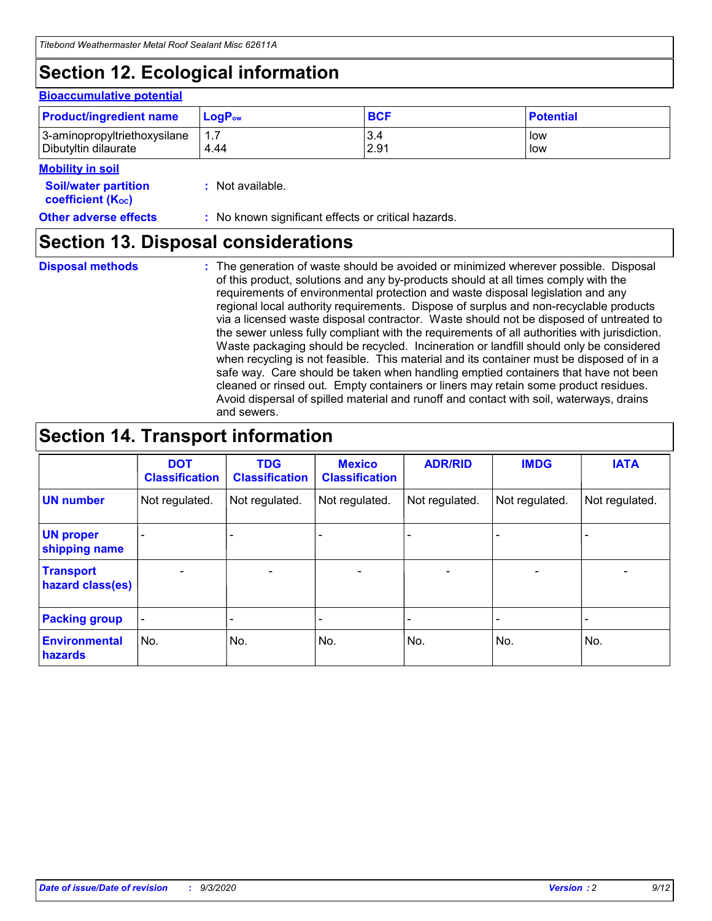## Section 12. Ecological information

**Bioaccumulative potential**

| Product/ingredient name | $LogP_{ow}$ | BCF | Potential |
|---|---|---|---|
| 3-aminopropyltriethoxysilane | 1.7 | 3.4 | low |
| Dibutyltin dilaurate | 4.44 | 2.91 | low |

**Mobility in soil**

**Soil/water partition coefficient ($K_{OC}$)** : Not available.

**Other adverse effects** : No known significant effects or critical hazards.

## Section 13. Disposal considerations

**Disposal methods** : The generation of waste should be avoided or minimized wherever possible. Disposal of this product, solutions and any by-products should at all times comply with the requirements of environmental protection and waste disposal legislation and any regional local authority requirements. Dispose of surplus and non-recyclable products via a licensed waste disposal contractor. Waste should not be disposed of untreated to the sewer unless fully compliant with the requirements of all authorities with jurisdiction. Waste packaging should be recycled. Incineration or landfill should only be considered when recycling is not feasible. This material and its container must be disposed of in a safe way. Care should be taken when handling emptied containers that have not been cleaned or rinsed out. Empty containers or liners may retain some product residues. Avoid dispersal of spilled material and runoff and contact with soil, waterways, drains and sewers.

## Section 14. Transport information

| | DOT Classification | TDG Classification | Mexico Classification | ADR/RID | IMDG | IATA |
|---|---|---|---|---|---|---|
| UN number | Not regulated. | Not regulated. | Not regulated. | Not regulated. | Not regulated. | Not regulated. |
| UN proper shipping name | - | - | - | - | - | - |
| Transport hazard class(es) | - | - | - | - | - | - |
| Packing group | - | - | - | - | - | - |
| Environmental hazards | No. | No. | No. | No. | No. | No. |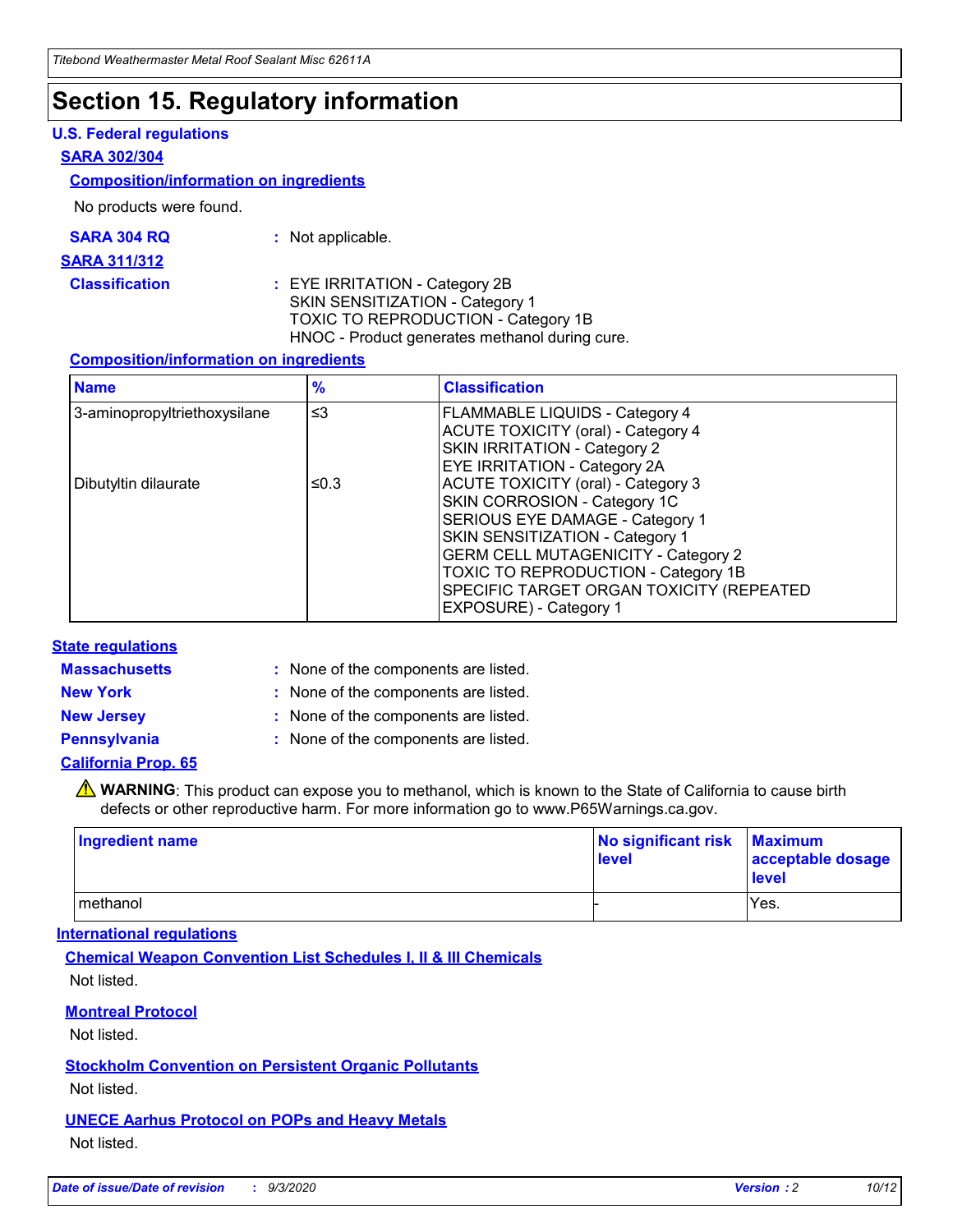# Section 15. Regulatory information

### U.S. Federal regulations

**SARA 302/304**

**Composition/information on ingredients**

No products were found.

**SARA 304 RQ** : Not applicable.

**SARA 311/312**

**Classification** : EYE IRRITATION - Category 2B
SKIN SENSITIZATION - Category 1
TOXIC TO REPRODUCTION - Category 1B
HNOC - Product generates methanol during cure.

**Composition/information on ingredients**

| Name | % | Classification |
|---|---|---|
| 3-aminopropyltriethoxysilane | ≤3 | FLAMMABLE LIQUIDS - Category 4<br>ACUTE TOXICITY (oral) - Category 4<br>SKIN IRRITATION - Category 2<br>EYE IRRITATION - Category 2A |
| Dibutyltin dilaurate | ≤0.3 | ACUTE TOXICITY (oral) - Category 3<br>SKIN CORROSION - Category 1C<br>SERIOUS EYE DAMAGE - Category 1<br>SKIN SENSITIZATION - Category 1<br>GERM CELL MUTAGENICITY - Category 2<br>TOXIC TO REPRODUCTION - Category 1B<br>SPECIFIC TARGET ORGAN TOXICITY (REPEATED EXPOSURE) - Category 1 |

### State regulations

**Massachusetts** : None of the components are listed.

**New York** : None of the components are listed.

**New Jersey** : None of the components are listed.

**Pennsylvania** : None of the components are listed.

**California Prop. 65**

⚠ **WARNING**: This product can expose you to methanol, which is known to the State of California to cause birth defects or other reproductive harm. For more information go to www.P65Warnings.ca.gov.

| Ingredient name | No significant risk level | Maximum acceptable dosage level |
|---|---|---|
| methanol | - | Yes. |

### International regulations

**Chemical Weapon Convention List Schedules I, II & III Chemicals**

Not listed.

**Montreal Protocol**

Not listed.

**Stockholm Convention on Persistent Organic Pollutants**

Not listed.

**UNECE Aarhus Protocol on POPs and Heavy Metals**

Not listed.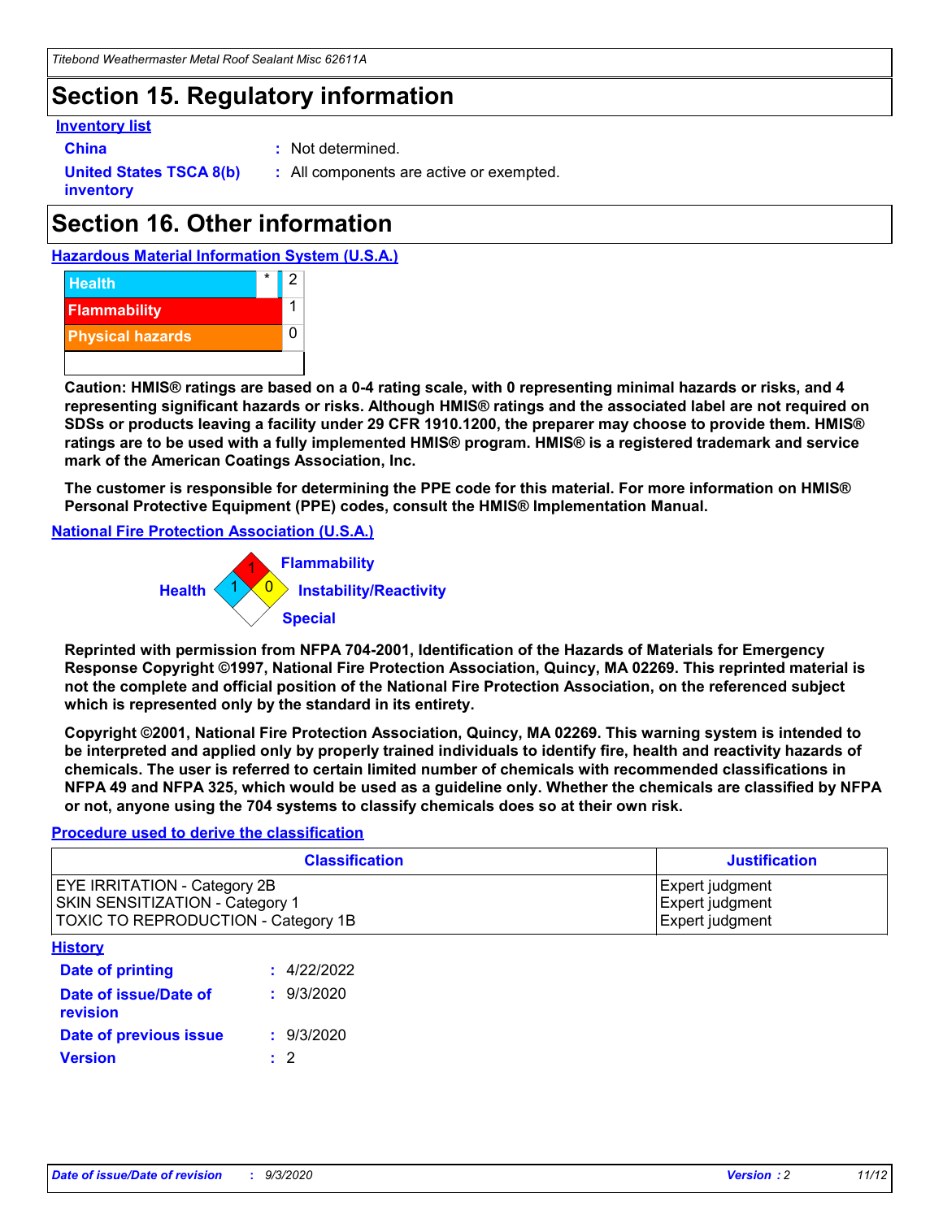## Section 15. Regulatory information

**Inventory list**

**China** : Not determined.

**United States TSCA 8(b) inventory** : All components are active or exempted.

## Section 16. Other information

**Hazardous Material Information System (U.S.A.)**

| | | |
|---|---|---|
| Health | * | 2 |
| Flammability | | 1 |
| Physical hazards | | 0 |

**Caution: HMIS® ratings are based on a 0-4 rating scale, with 0 representing minimal hazards or risks, and 4 representing significant hazards or risks. Although HMIS® ratings and the associated label are not required on SDSs or products leaving a facility under 29 CFR 1910.1200, the preparer may choose to provide them. HMIS® ratings are to be used with a fully implemented HMIS® program. HMIS® is a registered trademark and service mark of the American Coatings Association, Inc.**

**The customer is responsible for determining the PPE code for this material. For more information on HMIS® Personal Protective Equipment (PPE) codes, consult the HMIS® Implementation Manual.**

**National Fire Protection Association (U.S.A.)**

Flammability: 1
Health: 1
Instability/Reactivity: 0
Special:

**Reprinted with permission from NFPA 704-2001, Identification of the Hazards of Materials for Emergency Response Copyright ©1997, National Fire Protection Association, Quincy, MA 02269. This reprinted material is not the complete and official position of the National Fire Protection Association, on the referenced subject which is represented only by the standard in its entirety.**

**Copyright ©2001, National Fire Protection Association, Quincy, MA 02269. This warning system is intended to be interpreted and applied only by properly trained individuals to identify fire, health and reactivity hazards of chemicals. The user is referred to certain limited number of chemicals with recommended classifications in NFPA 49 and NFPA 325, which would be used as a guideline only. Whether the chemicals are classified by NFPA or not, anyone using the 704 systems to classify chemicals does so at their own risk.**

**Procedure used to derive the classification**

| Classification | Justification |
|---|---|
| EYE IRRITATION - Category 2B | Expert judgment |
| SKIN SENSITIZATION - Category 1 | Expert judgment |
| TOXIC TO REPRODUCTION - Category 1B | Expert judgment |

**History**

**Date of printing** : 4/22/2022

**Date of issue/Date of revision** : 9/3/2020

**Date of previous issue** : 9/3/2020

**Version** : 2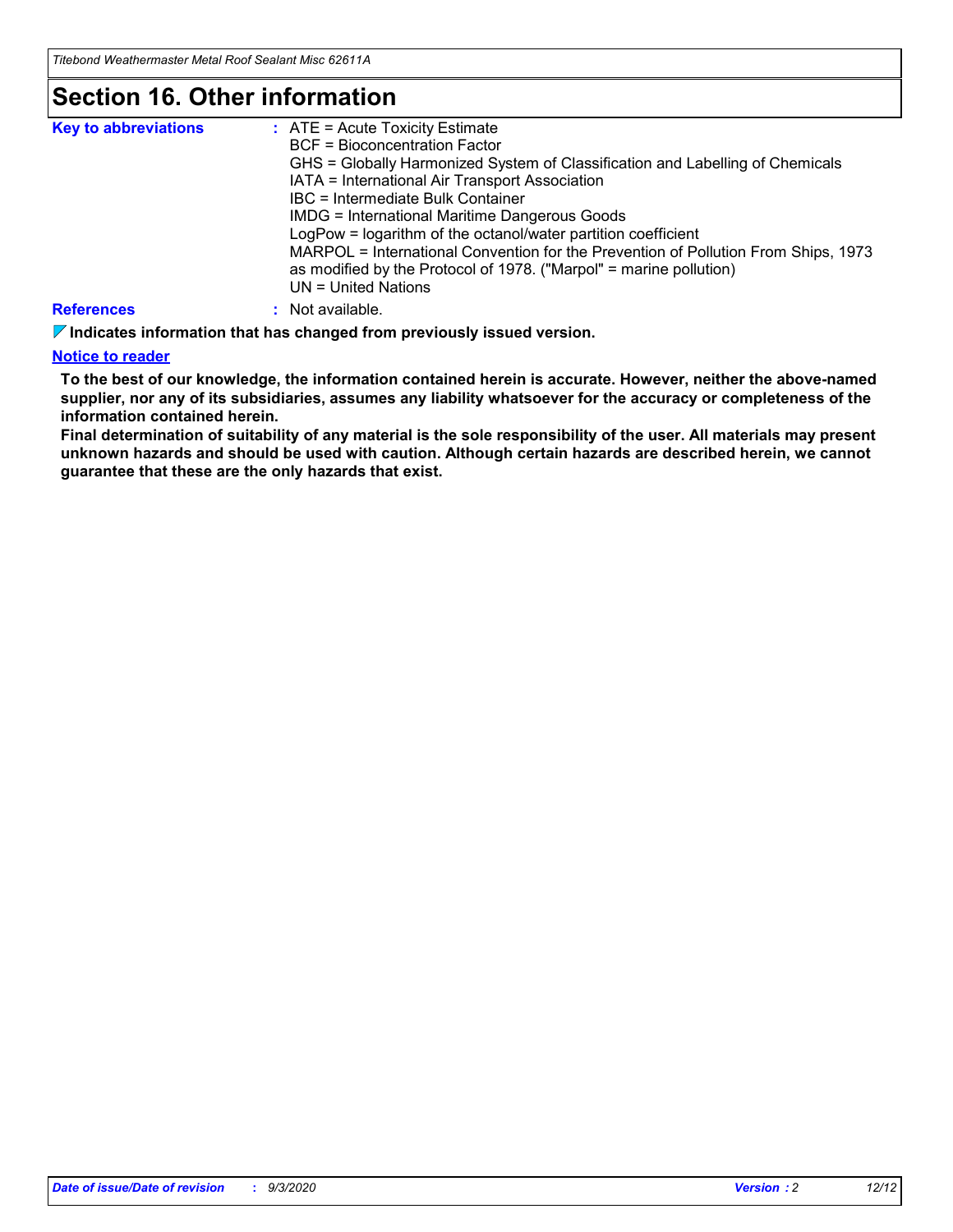# Section 16. Other information

**Key to abbreviations** : ATE = Acute Toxicity Estimate
BCF = Bioconcentration Factor
GHS = Globally Harmonized System of Classification and Labelling of Chemicals
IATA = International Air Transport Association
IBC = Intermediate Bulk Container
IMDG = International Maritime Dangerous Goods
LogPow = logarithm of the octanol/water partition coefficient
MARPOL = International Convention for the Prevention of Pollution From Ships, 1973 as modified by the Protocol of 1978. ("Marpol" = marine pollution)
UN = United Nations

**References** : Not available.

**Indicates information that has changed from previously issued version.**

**Notice to reader**

**To the best of our knowledge, the information contained herein is accurate. However, neither the above-named supplier, nor any of its subsidiaries, assumes any liability whatsoever for the accuracy or completeness of the information contained herein.**

**Final determination of suitability of any material is the sole responsibility of the user. All materials may present unknown hazards and should be used with caution. Although certain hazards are described herein, we cannot guarantee that these are the only hazards that exist.**